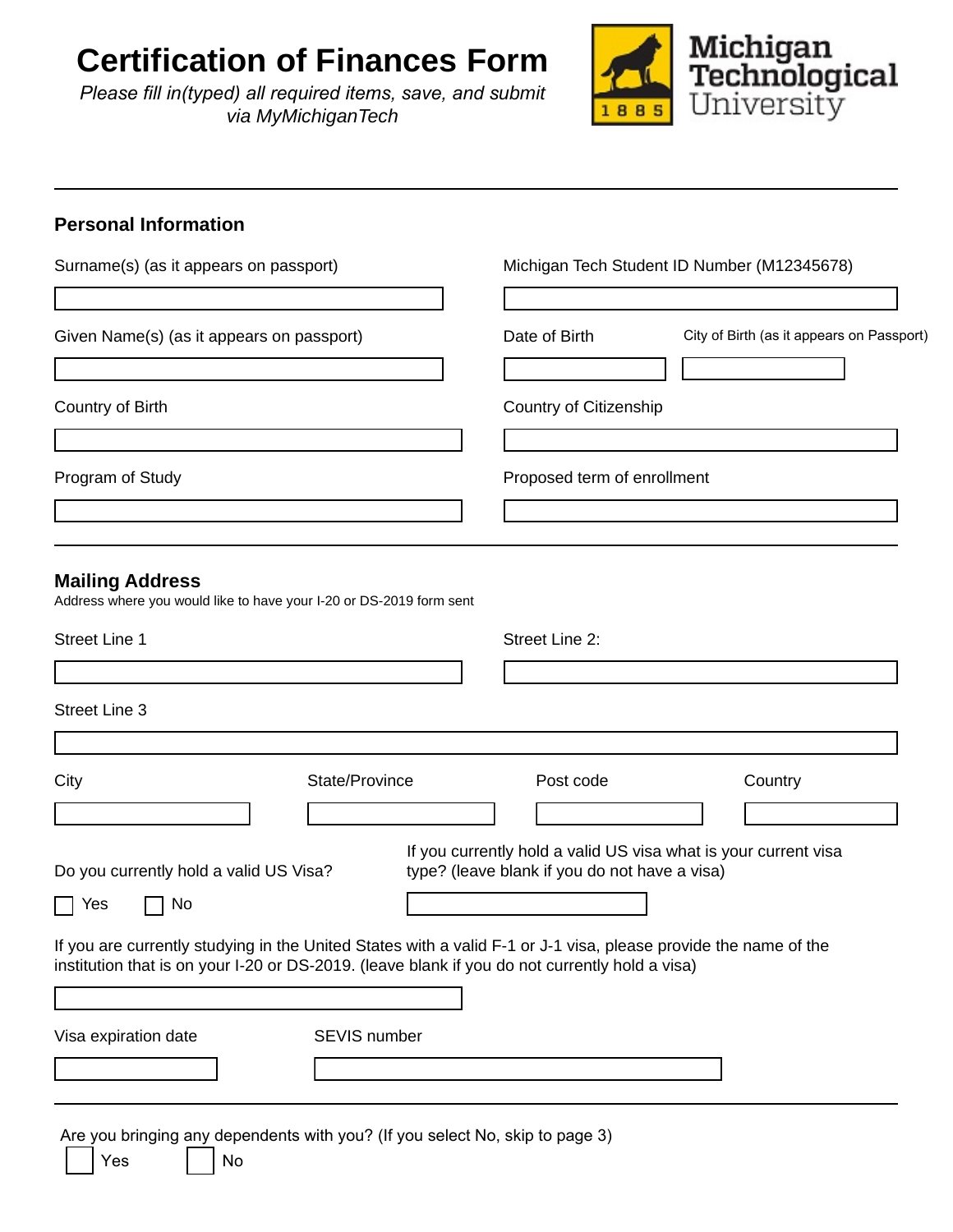# Certification of Finances Form

*Please fill in(typed) all required items, save, and submit via MyMichiganTech*

Michigan Technological University

---

## Personal Information

Surname(s) (as it appears on passport)

Michigan Tech Student ID Number (M12345678)

Given Name(s) (as it appears on passport)

Date of Birth

City of Birth (as it appears on Passport)

Country of Birth

Country of Citizenship

Program of Study

Proposed term of enrollment

---

## Mailing Address

Address where you would like to have your I-20 or DS-2019 form sent

Street Line 1

Street Line 2:

Street Line 3

City

State/Province

Post code

Country

Do you currently hold a valid US Visa?

☐ Yes ☐ No

If you currently hold a valid US visa what is your current visa type? (leave blank if you do not have a visa)

If you are currently studying in the United States with a valid F-1 or J-1 visa, please provide the name of the institution that is on your I-20 or DS-2019. (leave blank if you do not currently hold a visa)

Visa expiration date

SEVIS number

---

Are you bringing any dependents with you? (If you select No, skip to page 3)

☐ Yes ☐ No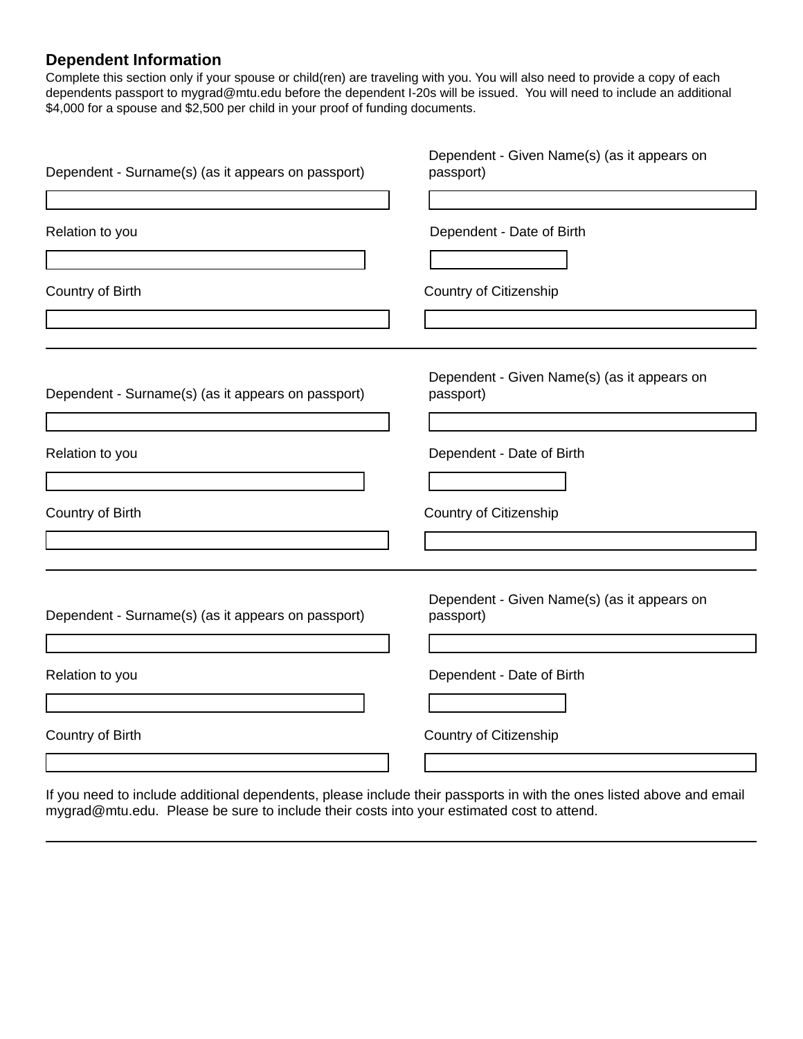## Dependent Information

Complete this section only if your spouse or child(ren) are traveling with you. You will also need to provide a copy of each dependents passport to mygrad@mtu.edu before the dependent I-20s will be issued. You will need to include an additional $4,000 for a spouse and $2,500 per child in your proof of funding documents.

Dependent - Surname(s) (as it appears on passport)

Dependent - Given Name(s) (as it appears on passport)

Relation to you

Dependent - Date of Birth

Country of Birth

Country of Citizenship

---

Dependent - Surname(s) (as it appears on passport)

Dependent - Given Name(s) (as it appears on passport)

Relation to you

Dependent - Date of Birth

Country of Birth

Country of Citizenship

---

Dependent - Surname(s) (as it appears on passport)

Dependent - Given Name(s) (as it appears on passport)

Relation to you

Dependent - Date of Birth

Country of Birth

Country of Citizenship

If you need to include additional dependents, please include their passports in with the ones listed above and email mygrad@mtu.edu. Please be sure to include their costs into your estimated cost to attend.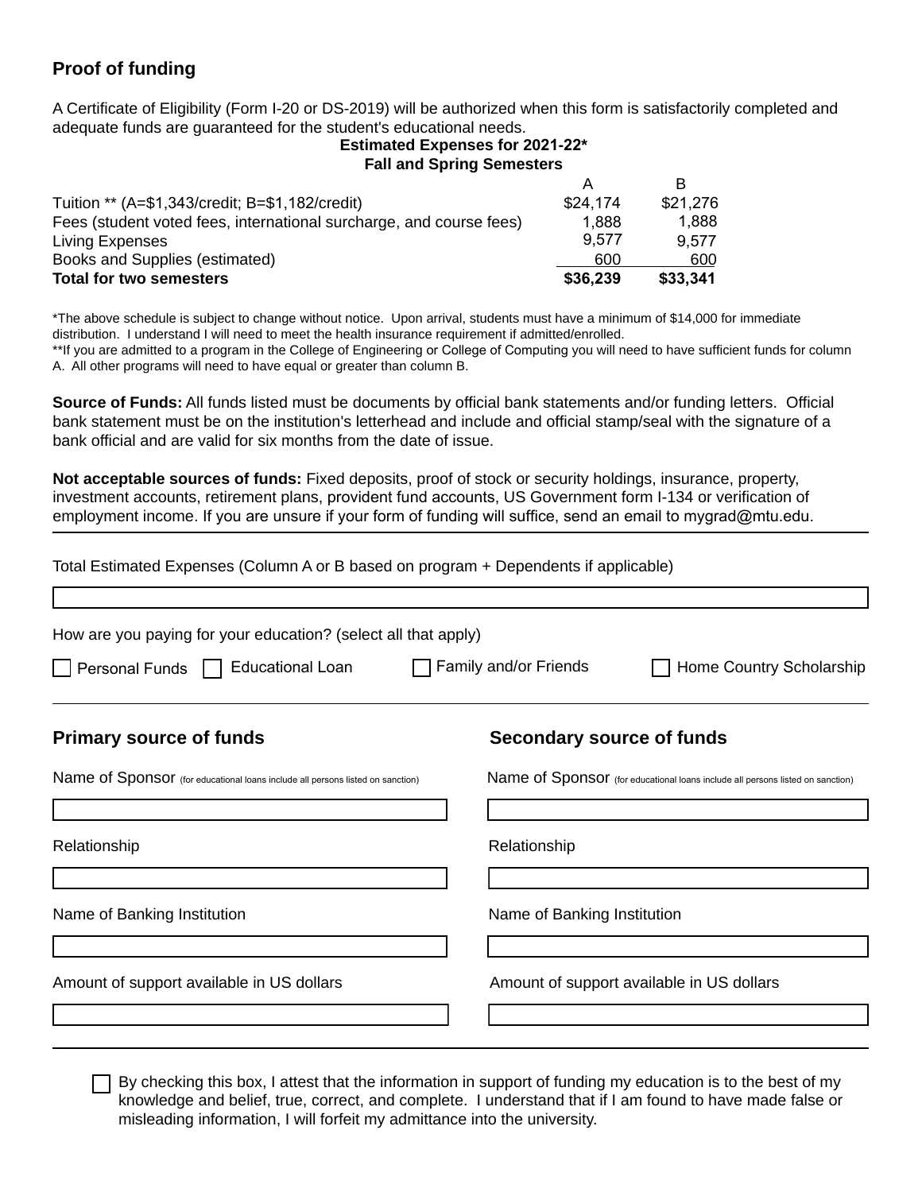## Proof of funding

A Certificate of Eligibility (Form I-20 or DS-2019) will be authorized when this form is satisfactorily completed and adequate funds are guaranteed for the student's educational needs.

**Estimated Expenses for 2021-22\***
**Fall and Spring Semesters**

| | A | B |
|---|---|---|
| Tuition ** (A=$1,343/credit; B=$1,182/credit) | $24,174 | $21,276 |
| Fees (student voted fees, international surcharge, and course fees) | 1,888 | 1,888 |
| Living Expenses | 9,577 | 9,577 |
| Books and Supplies (estimated) | 600 | 600 |
| **Total for two semesters** | **$36,239** | **$33,341** |

*The above schedule is subject to change without notice. Upon arrival, students must have a minimum of $14,000 for immediate distribution. I understand I will need to meet the health insurance requirement if admitted/enrolled.
**If you are admitted to a program in the College of Engineering or College of Computing you will need to have sufficient funds for column A. All other programs will need to have equal or greater than column B.

**Source of Funds:** All funds listed must be documents by official bank statements and/or funding letters. Official bank statement must be on the institution's letterhead and include and official stamp/seal with the signature of a bank official and are valid for six months from the date of issue.

**Not acceptable sources of funds:** Fixed deposits, proof of stock or security holdings, insurance, property, investment accounts, retirement plans, provident fund accounts, US Government form I-134 or verification of employment income. If you are unsure if your form of funding will suffice, send an email to mygrad@mtu.edu.

---

Total Estimated Expenses (Column A or B based on program + Dependents if applicable)

☐

How are you paying for your education? (select all that apply)

☐ Personal Funds ☐ Educational Loan ☐ Family and/or Friends ☐ Home Country Scholarship

---

### Primary source of funds

Name of Sponsor (for educational loans include all persons listed on sanction)

Relationship

Name of Banking Institution

Amount of support available in US dollars

### Secondary source of funds

Name of Sponsor (for educational loans include all persons listed on sanction)

Relationship

Name of Banking Institution

Amount of support available in US dollars

---

☐ By checking this box, I attest that the information in support of funding my education is to the best of my knowledge and belief, true, correct, and complete. I understand that if I am found to have made false or misleading information, I will forfeit my admittance into the university.